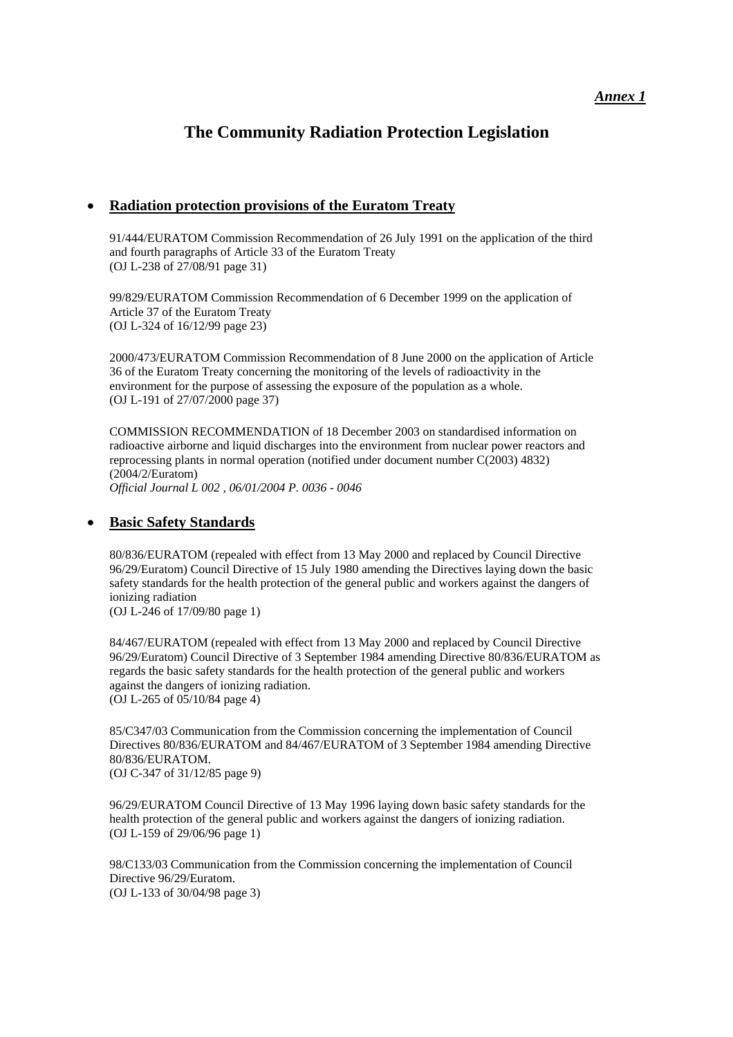*__Annex 1__*

# The Community Radiation Protection Legislation

- **__Radiation protection provisions of the Euratom Treaty__**

91/444/EURATOM Commission Recommendation of 26 July 1991 on the application of the third and fourth paragraphs of Article 33 of the Euratom Treaty
(OJ L-238 of 27/08/91 page 31)

99/829/EURATOM Commission Recommendation of 6 December 1999 on the application of Article 37 of the Euratom Treaty
(OJ L-324 of 16/12/99 page 23)

2000/473/EURATOM Commission Recommendation of 8 June 2000 on the application of Article 36 of the Euratom Treaty concerning the monitoring of the levels of radioactivity in the environment for the purpose of assessing the exposure of the population as a whole.
(OJ L-191 of 27/07/2000 page 37)

COMMISSION RECOMMENDATION of 18 December 2003 on standardised information on radioactive airborne and liquid discharges into the environment from nuclear power reactors and reprocessing plants in normal operation (notified under document number C(2003) 4832) (2004/2/Euratom)
*Official Journal L 002 , 06/01/2004 P. 0036 - 0046*

- **__Basic Safety Standards__**

80/836/EURATOM (repealed with effect from 13 May 2000 and replaced by Council Directive 96/29/Euratom) Council Directive of 15 July 1980 amending the Directives laying down the basic safety standards for the health protection of the general public and workers against the dangers of ionizing radiation
(OJ L-246 of 17/09/80 page 1)

84/467/EURATOM (repealed with effect from 13 May 2000 and replaced by Council Directive 96/29/Euratom) Council Directive of 3 September 1984 amending Directive 80/836/EURATOM as regards the basic safety standards for the health protection of the general public and workers against the dangers of ionizing radiation.
(OJ L-265 of 05/10/84 page 4)

85/C347/03 Communication from the Commission concerning the implementation of Council Directives 80/836/EURATOM and 84/467/EURATOM of 3 September 1984 amending Directive 80/836/EURATOM.
(OJ C-347 of 31/12/85 page 9)

96/29/EURATOM Council Directive of 13 May 1996 laying down basic safety standards for the health protection of the general public and workers against the dangers of ionizing radiation.
(OJ L-159 of 29/06/96 page 1)

98/C133/03 Communication from the Commission concerning the implementation of Council Directive 96/29/Euratom.
(OJ L-133 of 30/04/98 page 3)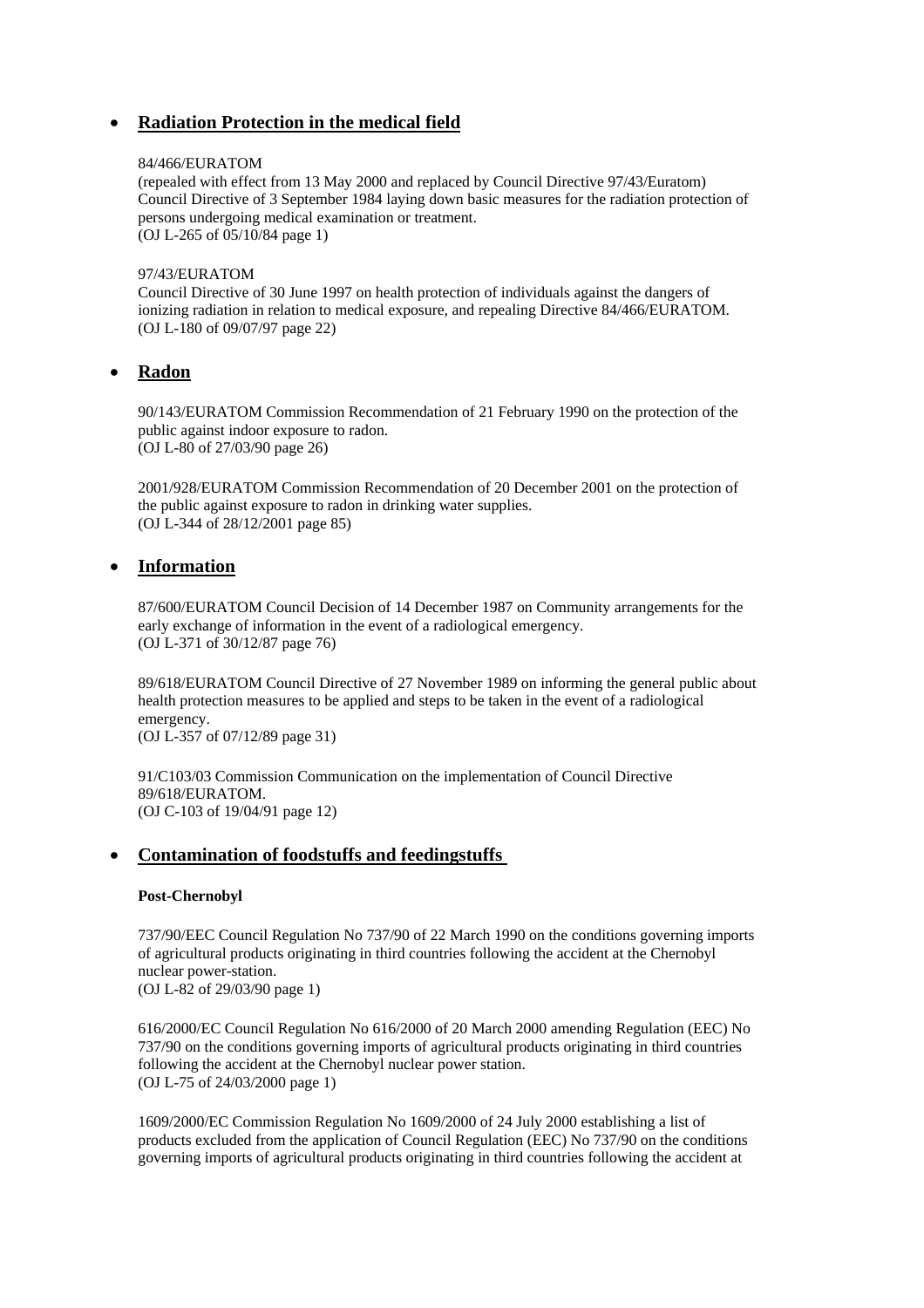- **Radiation Protection in the medical field**

84/466/EURATOM
(repealed with effect from 13 May 2000 and replaced by Council Directive 97/43/Euratom) Council Directive of 3 September 1984 laying down basic measures for the radiation protection of persons undergoing medical examination or treatment.
(OJ L-265 of 05/10/84 page 1)

97/43/EURATOM
Council Directive of 30 June 1997 on health protection of individuals against the dangers of ionizing radiation in relation to medical exposure, and repealing Directive 84/466/EURATOM.
(OJ L-180 of 09/07/97 page 22)

- **Radon**

90/143/EURATOM Commission Recommendation of 21 February 1990 on the protection of the public against indoor exposure to radon.
(OJ L-80 of 27/03/90 page 26)

2001/928/EURATOM Commission Recommendation of 20 December 2001 on the protection of the public against exposure to radon in drinking water supplies.
(OJ L-344 of 28/12/2001 page 85)

- **Information**

87/600/EURATOM Council Decision of 14 December 1987 on Community arrangements for the early exchange of information in the event of a radiological emergency.
(OJ L-371 of 30/12/87 page 76)

89/618/EURATOM Council Directive of 27 November 1989 on informing the general public about health protection measures to be applied and steps to be taken in the event of a radiological emergency.
(OJ L-357 of 07/12/89 page 31)

91/C103/03 Commission Communication on the implementation of Council Directive 89/618/EURATOM.
(OJ C-103 of 19/04/91 page 12)

- **Contamination of foodstuffs and feedingstuffs**

**Post-Chernobyl**

737/90/EEC Council Regulation No 737/90 of 22 March 1990 on the conditions governing imports of agricultural products originating in third countries following the accident at the Chernobyl nuclear power-station.
(OJ L-82 of 29/03/90 page 1)

616/2000/EC Council Regulation No 616/2000 of 20 March 2000 amending Regulation (EEC) No 737/90 on the conditions governing imports of agricultural products originating in third countries following the accident at the Chernobyl nuclear power station.
(OJ L-75 of 24/03/2000 page 1)

1609/2000/EC Commission Regulation No 1609/2000 of 24 July 2000 establishing a list of products excluded from the application of Council Regulation (EEC) No 737/90 on the conditions governing imports of agricultural products originating in third countries following the accident at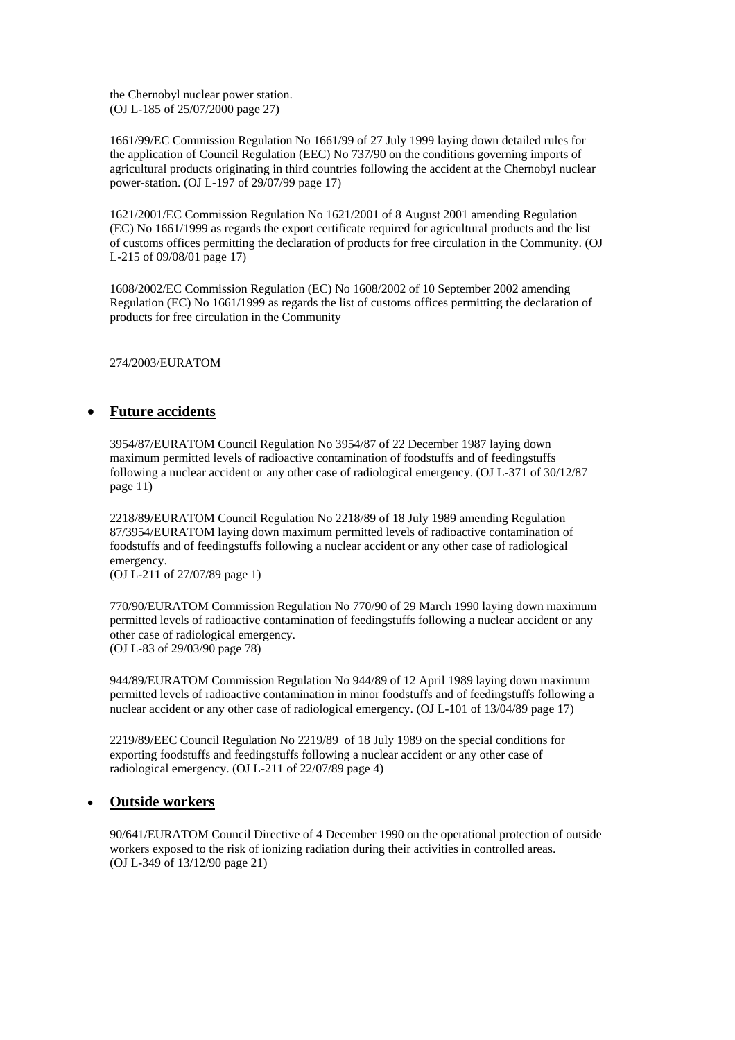the Chernobyl nuclear power station.
(OJ L-185 of 25/07/2000 page 27)

1661/99/EC Commission Regulation No 1661/99 of 27 July 1999 laying down detailed rules for the application of Council Regulation (EEC) No 737/90 on the conditions governing imports of agricultural products originating in third countries following the accident at the Chernobyl nuclear power-station. (OJ L-197 of 29/07/99 page 17)

1621/2001/EC Commission Regulation No 1621/2001 of 8 August 2001 amending Regulation (EC) No 1661/1999 as regards the export certificate required for agricultural products and the list of customs offices permitting the declaration of products for free circulation in the Community. (OJ L-215 of 09/08/01 page 17)

1608/2002/EC Commission Regulation (EC) No 1608/2002 of 10 September 2002 amending Regulation (EC) No 1661/1999 as regards the list of customs offices permitting the declaration of products for free circulation in the Community

274/2003/EURATOM

- **Future accidents**

3954/87/EURATOM Council Regulation No 3954/87 of 22 December 1987 laying down maximum permitted levels of radioactive contamination of foodstuffs and of feedingstuffs following a nuclear accident or any other case of radiological emergency. (OJ L-371 of 30/12/87 page 11)

2218/89/EURATOM Council Regulation No 2218/89 of 18 July 1989 amending Regulation 87/3954/EURATOM laying down maximum permitted levels of radioactive contamination of foodstuffs and of feedingstuffs following a nuclear accident or any other case of radiological emergency.
(OJ L-211 of 27/07/89 page 1)

770/90/EURATOM Commission Regulation No 770/90 of 29 March 1990 laying down maximum permitted levels of radioactive contamination of feedingstuffs following a nuclear accident or any other case of radiological emergency.
(OJ L-83 of 29/03/90 page 78)

944/89/EURATOM Commission Regulation No 944/89 of 12 April 1989 laying down maximum permitted levels of radioactive contamination in minor foodstuffs and of feedingstuffs following a nuclear accident or any other case of radiological emergency. (OJ L-101 of 13/04/89 page 17)

2219/89/EEC Council Regulation No 2219/89 of 18 July 1989 on the special conditions for exporting foodstuffs and feedingstuffs following a nuclear accident or any other case of radiological emergency. (OJ L-211 of 22/07/89 page 4)

- **Outside workers**

90/641/EURATOM Council Directive of 4 December 1990 on the operational protection of outside workers exposed to the risk of ionizing radiation during their activities in controlled areas.
(OJ L-349 of 13/12/90 page 21)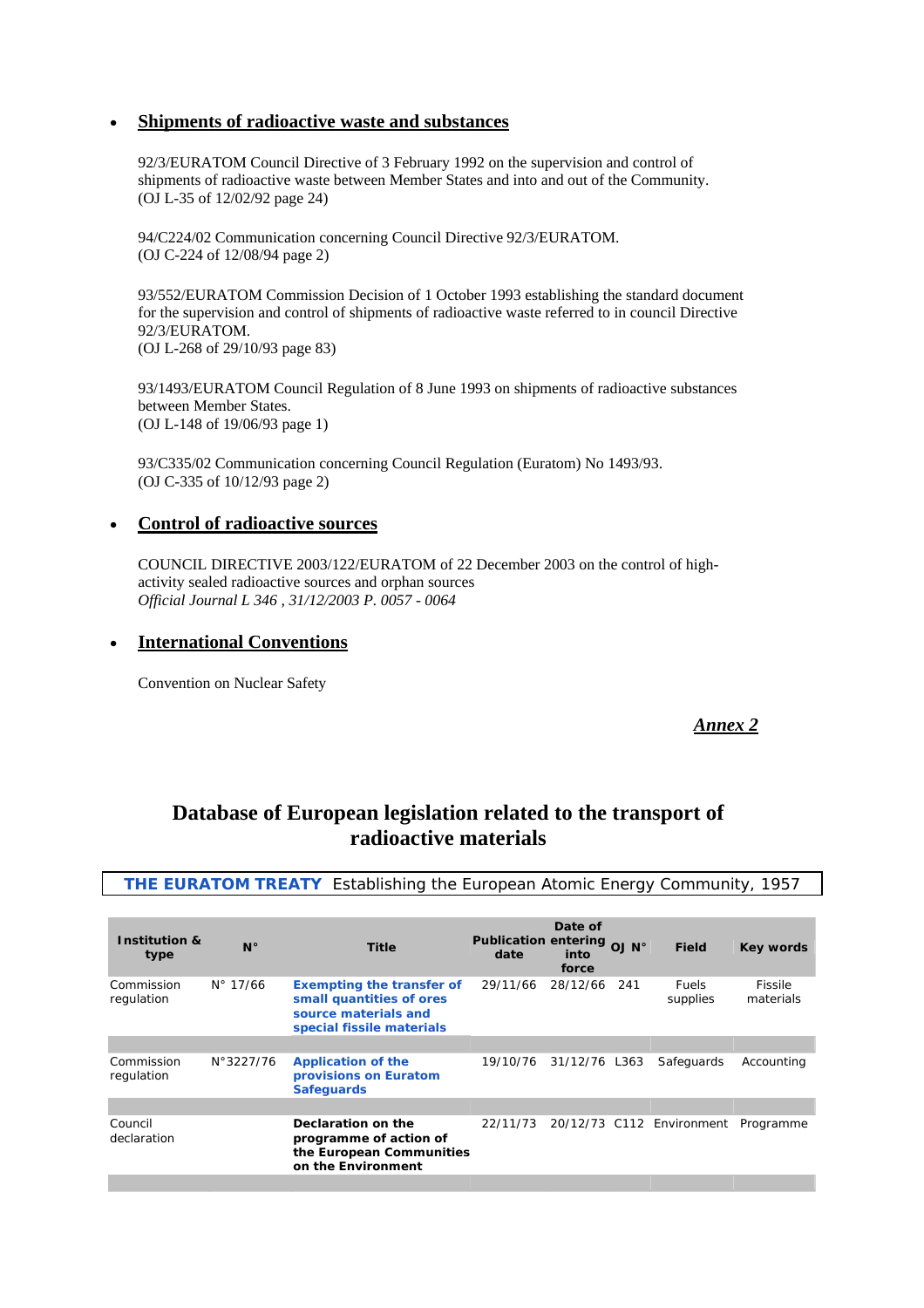- **Shipments of radioactive waste and substances**

  92/3/EURATOM Council Directive of 3 February 1992 on the supervision and control of shipments of radioactive waste between Member States and into and out of the Community.
  (OJ L-35 of 12/02/92 page 24)

  94/C224/02 Communication concerning Council Directive 92/3/EURATOM.
  (OJ C-224 of 12/08/94 page 2)

  93/552/EURATOM Commission Decision of 1 October 1993 establishing the standard document for the supervision and control of shipments of radioactive waste referred to in council Directive 92/3/EURATOM.
  (OJ L-268 of 29/10/93 page 83)

  93/1493/EURATOM Council Regulation of 8 June 1993 on shipments of radioactive substances between Member States.
  (OJ L-148 of 19/06/93 page 1)

  93/C335/02 Communication concerning Council Regulation (Euratom) No 1493/93.
  (OJ C-335 of 10/12/93 page 2)

- **Control of radioactive sources**

  COUNCIL DIRECTIVE 2003/122/EURATOM of 22 December 2003 on the control of high-activity sealed radioactive sources and orphan sources
  *Official Journal L 346 , 31/12/2003 P. 0057 - 0064*

- **International Conventions**

  Convention on Nuclear Safety

***Annex 2***

# Database of European legislation related to the transport of radioactive materials

**THE EURATOM TREATY** Establishing the European Atomic Energy Community, 1957

| Institution & type | N° | Title | Publication date | Date of entering into force | OJ N° | Field | Key words |
|---|---|---|---|---|---|---|---|
| Commission regulation | N° 17/66 | **Exempting the transfer of small quantities of ores source materials and special fissile materials** | 29/11/66 | 28/12/66 | 241 | Fuels supplies | Fissile materials |
| | | | | | | | |
| Commission regulation | N°3227/76 | **Application of the provisions on Euratom Safeguards** | 19/10/76 | 31/12/76 | L363 | Safeguards | Accounting |
| | | | | | | | |
| Council declaration | | **Declaration on the programme of action of the European Communities on the Environment** | 22/11/73 | 20/12/73 | C112 | Environment | Programme |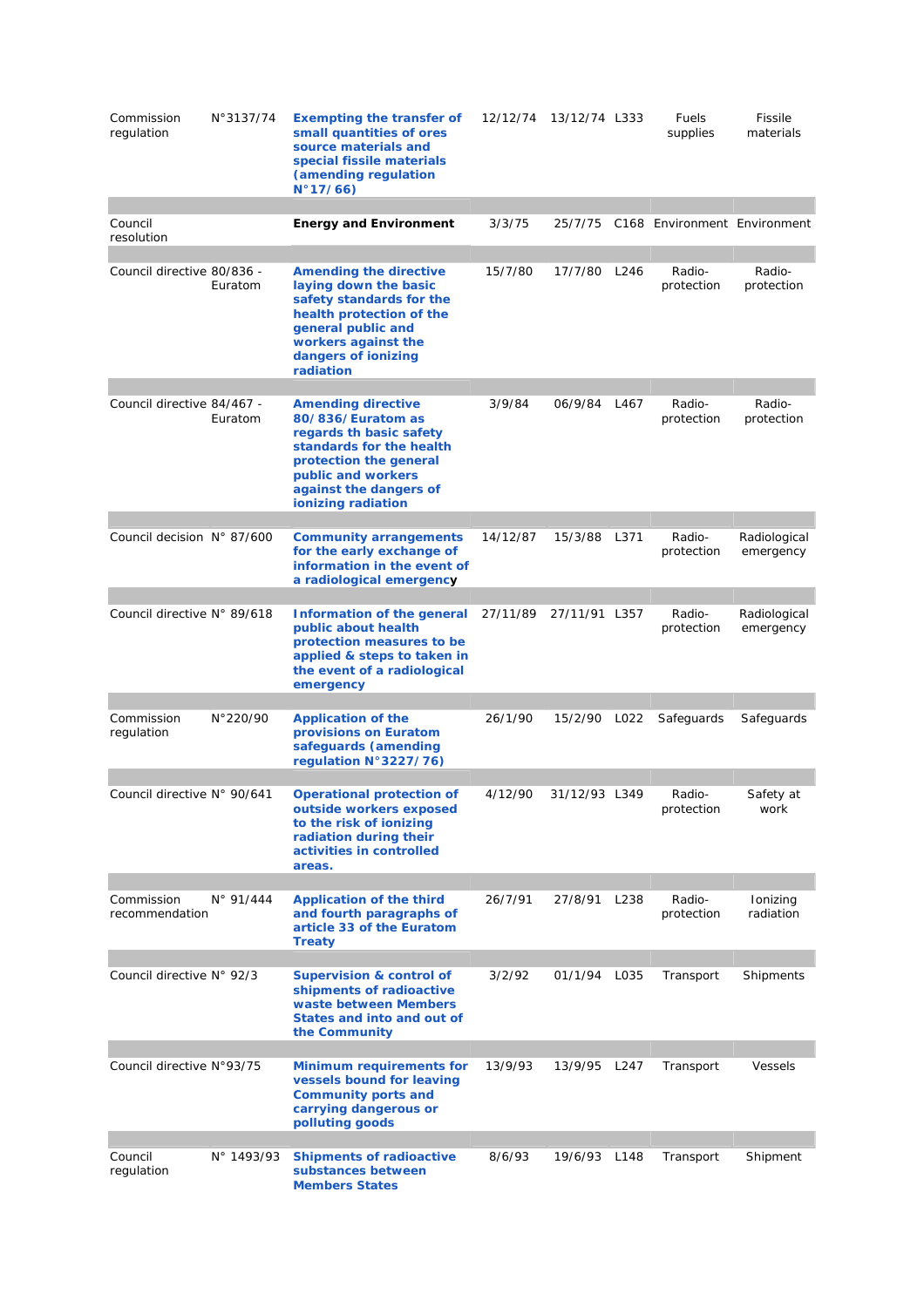| | | | | | | | |
|---|---|---|---|---|---|---|---|
| Commission regulation | N°3137/74 | **Exempting the transfer of small quantities of ores source materials and special fissile materials (amending regulation N°17/66)** | 12/12/74 | 13/12/74 | L333 | Fuels supplies | Fissile materials |
| Council resolution | | **Energy and Environment** | 3/3/75 | 25/7/75 | C168 | Environment | Environment |
| Council directive | 80/836 - Euratom | **Amending the directive laying down the basic safety standards for the health protection of the general public and workers against the dangers of ionizing radiation** | 15/7/80 | 17/7/80 | L246 | Radio-protection | Radio-protection |
| Council directive | 84/467 - Euratom | **Amending directive 80/836/Euratom as regards th basic safety standards for the health protection the general public and workers against the dangers of ionizing radiation** | 3/9/84 | 06/9/84 | L467 | Radio-protection | Radio-protection |
| Council decision | N° 87/600 | **Community arrangements for the early exchange of information in the event of a radiological emergency** | 14/12/87 | 15/3/88 | L371 | Radio-protection | Radiological emergency |
| Council directive | N° 89/618 | **Information of the general public about health protection measures to be applied & steps to taken in the event of a radiological emergency** | 27/11/89 | 27/11/91 | L357 | Radio-protection | Radiological emergency |
| Commission regulation | N°220/90 | **Application of the provisions on Euratom safeguards (amending regulation N°3227/76)** | 26/1/90 | 15/2/90 | L022 | Safeguards | Safeguards |
| Council directive | N° 90/641 | **Operational protection of outside workers exposed to the risk of ionizing radiation during their activities in controlled areas.** | 4/12/90 | 31/12/93 | L349 | Radio-protection | Safety at work |
| Commission recommendation | N° 91/444 | **Application of the third and fourth paragraphs of article 33 of the Euratom Treaty** | 26/7/91 | 27/8/91 | L238 | Radio-protection | Ionizing radiation |
| Council directive | N° 92/3 | **Supervision & control of shipments of radioactive waste between Members States and into and out of the Community** | 3/2/92 | 01/1/94 | L035 | Transport | Shipments |
| Council directive | N°93/75 | **Minimum requirements for vessels bound for leaving Community ports and carrying dangerous or polluting goods** | 13/9/93 | 13/9/95 | L247 | Transport | Vessels |
| Council regulation | N° 1493/93 | **Shipments of radioactive substances between Members States** | 8/6/93 | 19/6/93 | L148 | Transport | Shipment |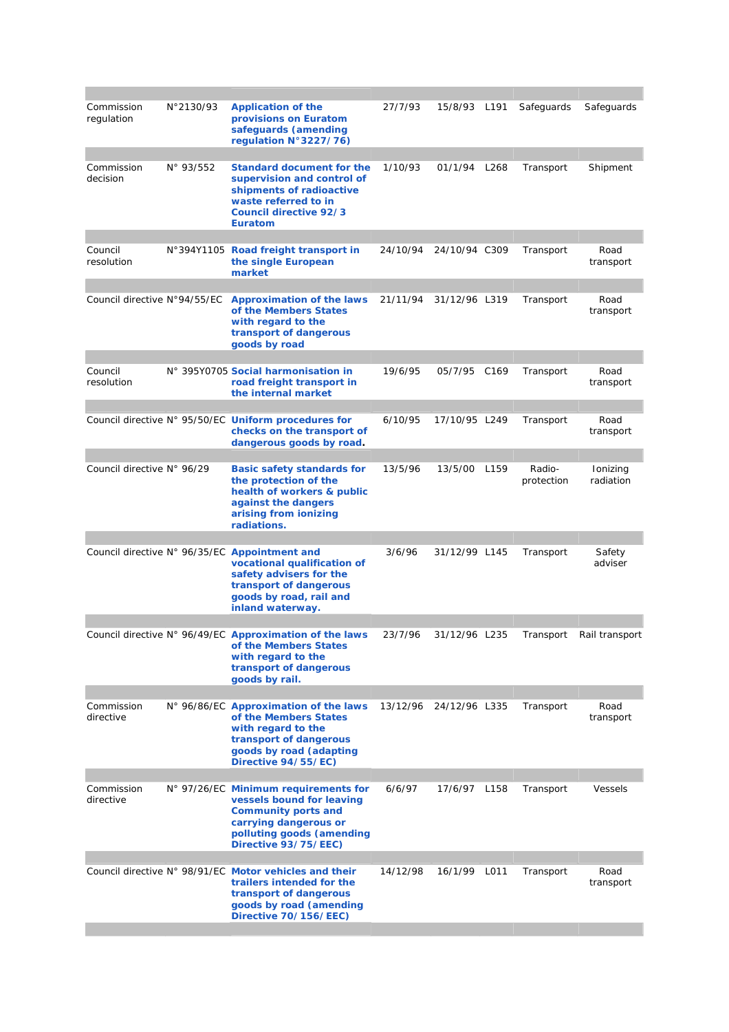| | | | | | | | |
|---|---|---|---|---|---|---|---|
| Commission regulation | N°2130/93 | **Application of the provisions on Euratom safeguards (amending regulation N°3227/76)** | 27/7/93 | 15/8/93 | L191 | Safeguards | Safeguards |
| Commission decision | N° 93/552 | **Standard document for the supervision and control of shipments of radioactive waste referred to in Council directive 92/3 Euratom** | 1/10/93 | 01/1/94 | L268 | Transport | Shipment |
| Council resolution | N°394Y1105 | **Road freight transport in the single European market** | 24/10/94 | 24/10/94 | C309 | Transport | Road transport |
| Council directive | N°94/55/EC | **Approximation of the laws of the Members States with regard to the transport of dangerous goods by road** | 21/11/94 | 31/12/96 | L319 | Transport | Road transport |
| Council resolution | N° 395Y0705 | **Social harmonisation in road freight transport in the internal market** | 19/6/95 | 05/7/95 | C169 | Transport | Road transport |
| Council directive | N° 95/50/EC | **Uniform procedures for checks on the transport of dangerous goods by road.** | 6/10/95 | 17/10/95 | L249 | Transport | Road transport |
| Council directive | N° 96/29 | **Basic safety standards for the protection of the health of workers & public against the dangers arising from ionizing radiations.** | 13/5/96 | 13/5/00 | L159 | Radio-protection | Ionizing radiation |
| Council directive | N° 96/35/EC | **Appointment and vocational qualification of safety advisers for the transport of dangerous goods by road, rail and inland waterway.** | 3/6/96 | 31/12/99 | L145 | Transport | Safety adviser |
| Council directive | N° 96/49/EC | **Approximation of the laws of the Members States with regard to the transport of dangerous goods by rail.** | 23/7/96 | 31/12/96 | L235 | Transport | Rail transport |
| Commission directive | N° 96/86/EC | **Approximation of the laws of the Members States with regard to the transport of dangerous goods by road (adapting Directive 94/55/EC)** | 13/12/96 | 24/12/96 | L335 | Transport | Road transport |
| Commission directive | N° 97/26/EC | **Minimum requirements for vessels bound for leaving Community ports and carrying dangerous or polluting goods (amending Directive 93/75/EEC)** | 6/6/97 | 17/6/97 | L158 | Transport | Vessels |
| Council directive | N° 98/91/EC | **Motor vehicles and their trailers intended for the transport of dangerous goods by road (amending Directive 70/156/EEC)** | 14/12/98 | 16/1/99 | L011 | Transport | Road transport |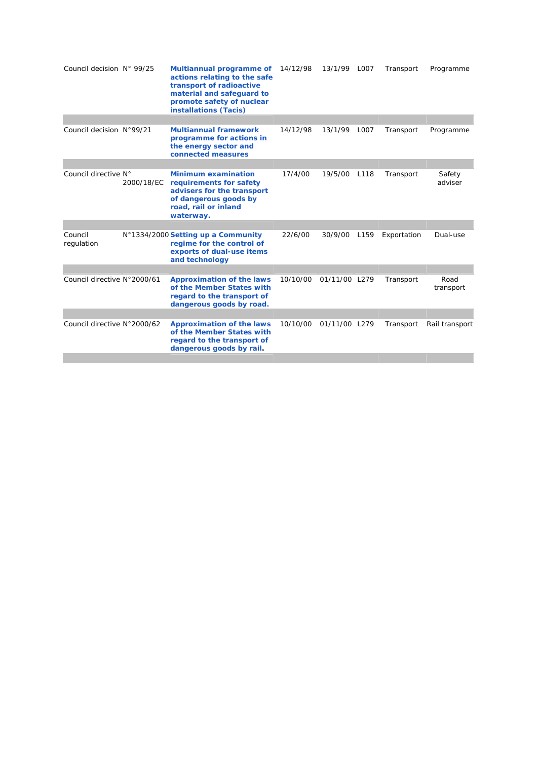| | | | | | | | |
|---|---|---|---|---|---|---|---|
| Council decision | N° 99/25 | **Multiannual programme of actions relating to the safe transport of radioactive material and safeguard to promote safety of nuclear installations (Tacis)** | 14/12/98 | 13/1/99 | L007 | Transport | Programme |
| Council decision | N°99/21 | **Multiannual framework programme for actions in the energy sector and connected measures** | 14/12/98 | 13/1/99 | L007 | Transport | Programme |
| Council directive | N° 2000/18/EC | **Minimum examination requirements for safety advisers for the transport of dangerous goods by road, rail or inland waterway.** | 17/4/00 | 19/5/00 | L118 | Transport | Safety adviser |
| Council regulation | N°1334/2000 | **Setting up a Community regime for the control of exports of dual-use items and technology** | 22/6/00 | 30/9/00 | L159 | Exportation | Dual-use |
| Council directive | N°2000/61 | **Approximation of the laws of the Member States with regard to the transport of dangerous goods by road.** | 10/10/00 | 01/11/00 | L279 | Transport | Road transport |
| Council directive | N°2000/62 | **Approximation of the laws of the Member States with regard to the transport of dangerous goods by rail.** | 10/10/00 | 01/11/00 | L279 | Transport | Rail transport |